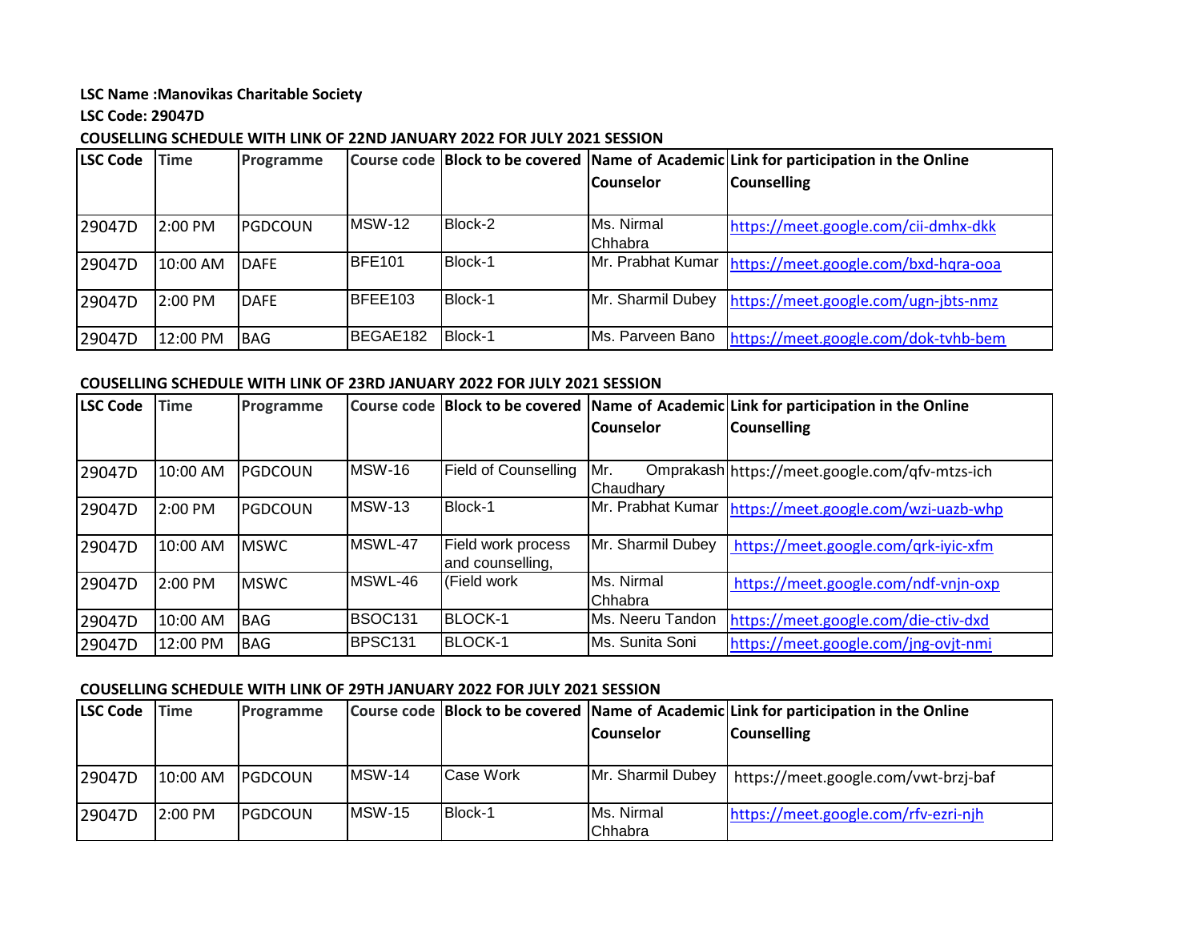**LSC Name :Manovikas Charitable Society**

**LSC Code: 29047D**

**COUSELLING SCHEDULE WITH LINK OF 22ND JANUARY 2022 FOR JULY 2021 SESSION**

| LSC Code | Time | Programme | Course code | Block to be covered | Name of Academic Counselor | Link for participation in the Online Counselling |
|---|---|---|---|---|---|---|
| 29047D | 2:00 PM | PGDCOUN | MSW-12 | Block-2 | Ms. Nirmal Chhabra | https://meet.google.com/cii-dmhx-dkk |
| 29047D | 10:00 AM | DAFE | BFE101 | Block-1 | Mr. Prabhat Kumar | https://meet.google.com/bxd-hqra-ooa |
| 29047D | 2:00 PM | DAFE | BFEE103 | Block-1 | Mr. Sharmil Dubey | https://meet.google.com/ugn-jbts-nmz |
| 29047D | 12:00 PM | BAG | BEGAE182 | Block-1 | Ms. Parveen Bano | https://meet.google.com/dok-tvhb-bem |

**COUSELLING SCHEDULE WITH LINK OF 23RD JANUARY 2022 FOR JULY 2021 SESSION**

| LSC Code | Time | Programme | Course code | Block to be covered | Name of Academic Counselor | Link for participation in the Online Counselling |
|---|---|---|---|---|---|---|
| 29047D | 10:00 AM | PGDCOUN | MSW-16 | Field of Counselling | Mr. Omprakash Chaudhary | https://meet.google.com/qfv-mtzs-ich |
| 29047D | 2:00 PM | PGDCOUN | MSW-13 | Block-1 | Mr. Prabhat Kumar | https://meet.google.com/wzi-uazb-whp |
| 29047D | 10:00 AM | MSWC | MSWL-47 | Field work process and counselling, | Mr. Sharmil Dubey | https://meet.google.com/qrk-iyic-xfm |
| 29047D | 2:00 PM | MSWC | MSWL-46 | (Field work | Ms. Nirmal Chhabra | https://meet.google.com/ndf-vnjn-oxp |
| 29047D | 10:00 AM | BAG | BSOC131 | BLOCK-1 | Ms. Neeru Tandon | https://meet.google.com/die-ctiv-dxd |
| 29047D | 12:00 PM | BAG | BPSC131 | BLOCK-1 | Ms. Sunita Soni | https://meet.google.com/jng-ovjt-nmi |

**COUSELLING SCHEDULE WITH LINK OF 29TH JANUARY 2022 FOR JULY 2021 SESSION**

| LSC Code | Time | Programme | Course code | Block to be covered | Name of Academic Counselor | Link for participation in the Online Counselling |
|---|---|---|---|---|---|---|
| 29047D | 10:00 AM | PGDCOUN | MSW-14 | Case Work | Mr. Sharmil Dubey | https://meet.google.com/vwt-brzj-baf |
| 29047D | 2:00 PM | PGDCOUN | MSW-15 | Block-1 | Ms. Nirmal Chhabra | https://meet.google.com/rfv-ezri-njh |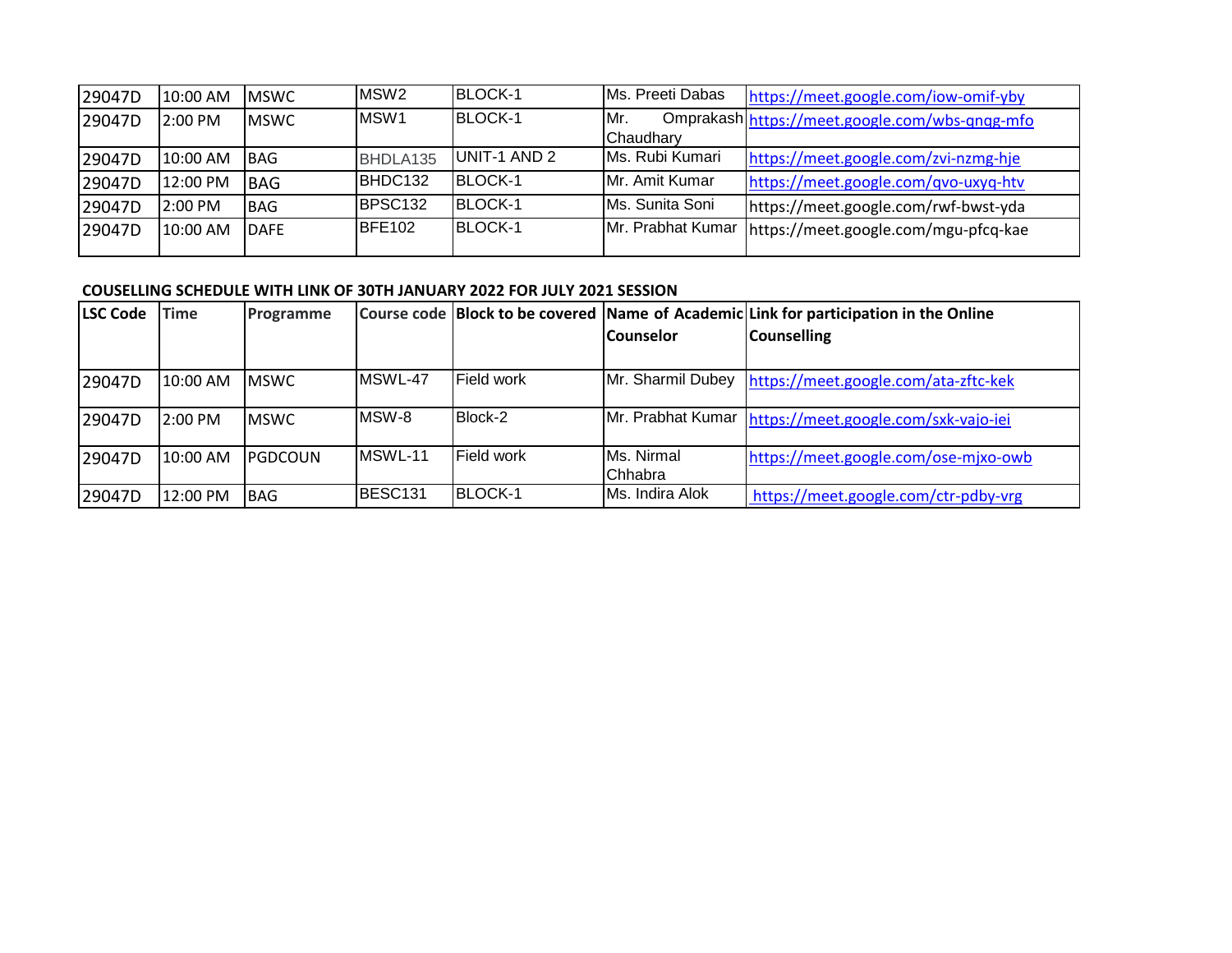| | | | | | | |
|---|---|---|---|---|---|---|
| 29047D | 10:00 AM | MSWC | MSW2 | BLOCK-1 | Ms. Preeti Dabas | https://meet.google.com/iow-omif-yby |
| 29047D | 2:00 PM | MSWC | MSW1 | BLOCK-1 | Mr. Omprakash Chaudhary | https://meet.google.com/wbs-qnqg-mfo |
| 29047D | 10:00 AM | BAG | BHDLA135 | UNIT-1 AND 2 | Ms. Rubi Kumari | https://meet.google.com/zvi-nzmg-hje |
| 29047D | 12:00 PM | BAG | BHDC132 | BLOCK-1 | Mr. Amit Kumar | https://meet.google.com/qvo-uxyq-htv |
| 29047D | 2:00 PM | BAG | BPSC132 | BLOCK-1 | Ms. Sunita Soni | https://meet.google.com/rwf-bwst-yda |
| 29047D | 10:00 AM | DAFE | BFE102 | BLOCK-1 | Mr. Prabhat Kumar | https://meet.google.com/mgu-pfcq-kae |

**COUSELLING SCHEDULE WITH LINK OF 30TH JANUARY 2022 FOR JULY 2021 SESSION**

| LSC Code | Time | Programme | Course code | Block to be covered | Name of Academic Counselor | Link for participation in the Online Counselling |
|---|---|---|---|---|---|---|
| 29047D | 10:00 AM | MSWC | MSWL-47 | Field work | Mr. Sharmil Dubey | https://meet.google.com/ata-zftc-kek |
| 29047D | 2:00 PM | MSWC | MSW-8 | Block-2 | Mr. Prabhat Kumar | https://meet.google.com/sxk-vajo-iei |
| 29047D | 10:00 AM | PGDCOUN | MSWL-11 | Field work | Ms. Nirmal Chhabra | https://meet.google.com/ose-mjxo-owb |
| 29047D | 12:00 PM | BAG | BESC131 | BLOCK-1 | Ms. Indira Alok | https://meet.google.com/ctr-pdby-vrg |